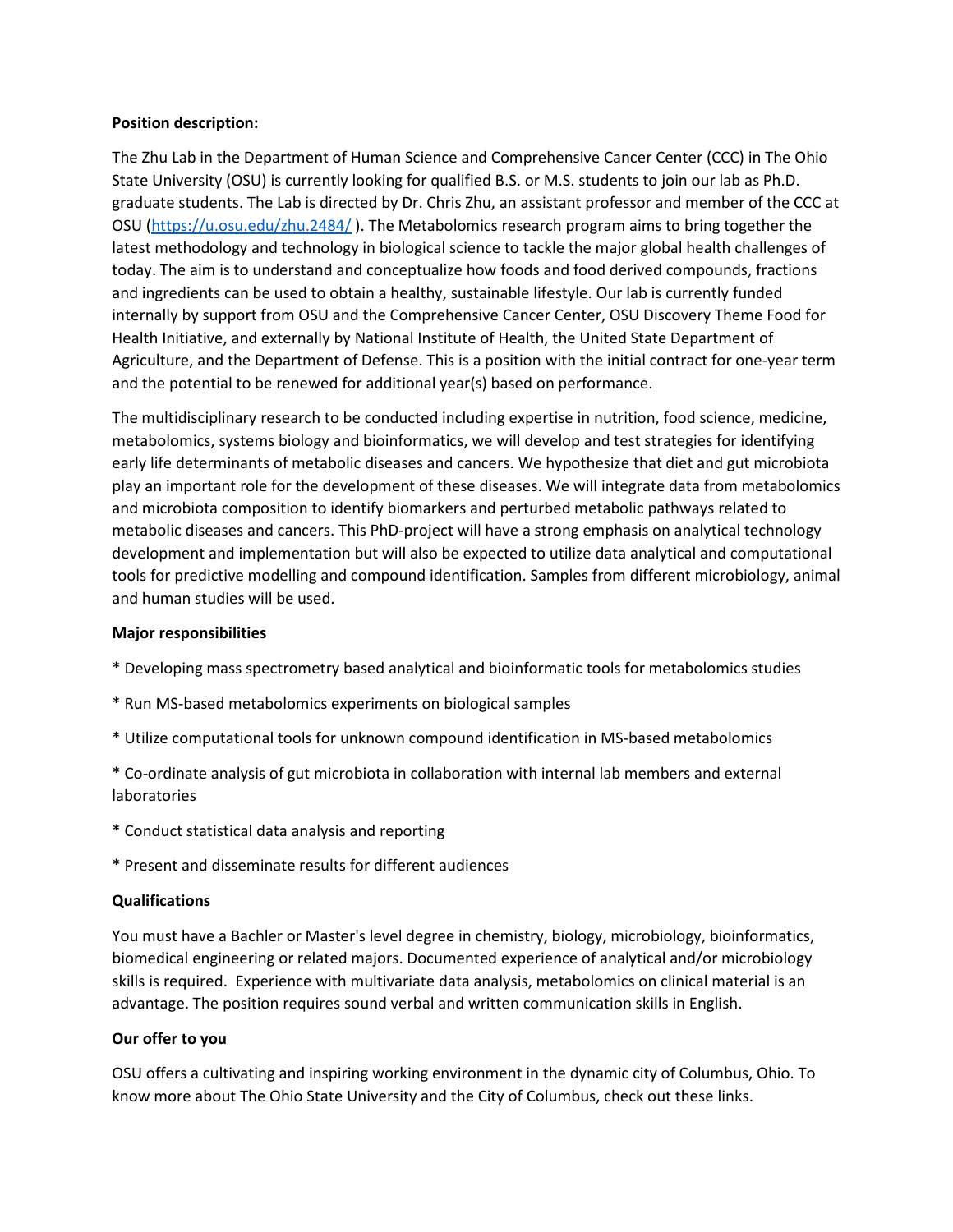**Position description:**

The Zhu Lab in the Department of Human Science and Comprehensive Cancer Center (CCC) in The Ohio State University (OSU) is currently looking for qualified B.S. or M.S. students to join our lab as Ph.D. graduate students. The Lab is directed by Dr. Chris Zhu, an assistant professor and member of the CCC at OSU ([https://u.osu.edu/zhu.2484/](https://u.osu.edu/zhu.2484/) ). The Metabolomics research program aims to bring together the latest methodology and technology in biological science to tackle the major global health challenges of today. The aim is to understand and conceptualize how foods and food derived compounds, fractions and ingredients can be used to obtain a healthy, sustainable lifestyle. Our lab is currently funded internally by support from OSU and the Comprehensive Cancer Center, OSU Discovery Theme Food for Health Initiative, and externally by National Institute of Health, the United State Department of Agriculture, and the Department of Defense. This is a position with the initial contract for one-year term and the potential to be renewed for additional year(s) based on performance.

The multidisciplinary research to be conducted including expertise in nutrition, food science, medicine, metabolomics, systems biology and bioinformatics, we will develop and test strategies for identifying early life determinants of metabolic diseases and cancers. We hypothesize that diet and gut microbiota play an important role for the development of these diseases. We will integrate data from metabolomics and microbiota composition to identify biomarkers and perturbed metabolic pathways related to metabolic diseases and cancers. This PhD-project will have a strong emphasis on analytical technology development and implementation but will also be expected to utilize data analytical and computational tools for predictive modelling and compound identification. Samples from different microbiology, animal and human studies will be used.

**Major responsibilities**

* Developing mass spectrometry based analytical and bioinformatic tools for metabolomics studies

* Run MS-based metabolomics experiments on biological samples

* Utilize computational tools for unknown compound identification in MS-based metabolomics

* Co-ordinate analysis of gut microbiota in collaboration with internal lab members and external laboratories

* Conduct statistical data analysis and reporting

* Present and disseminate results for different audiences

**Qualifications**

You must have a Bachler or Master's level degree in chemistry, biology, microbiology, bioinformatics, biomedical engineering or related majors. Documented experience of analytical and/or microbiology skills is required. Experience with multivariate data analysis, metabolomics on clinical material is an advantage. The position requires sound verbal and written communication skills in English.

**Our offer to you**

OSU offers a cultivating and inspiring working environment in the dynamic city of Columbus, Ohio. To know more about The Ohio State University and the City of Columbus, check out these links.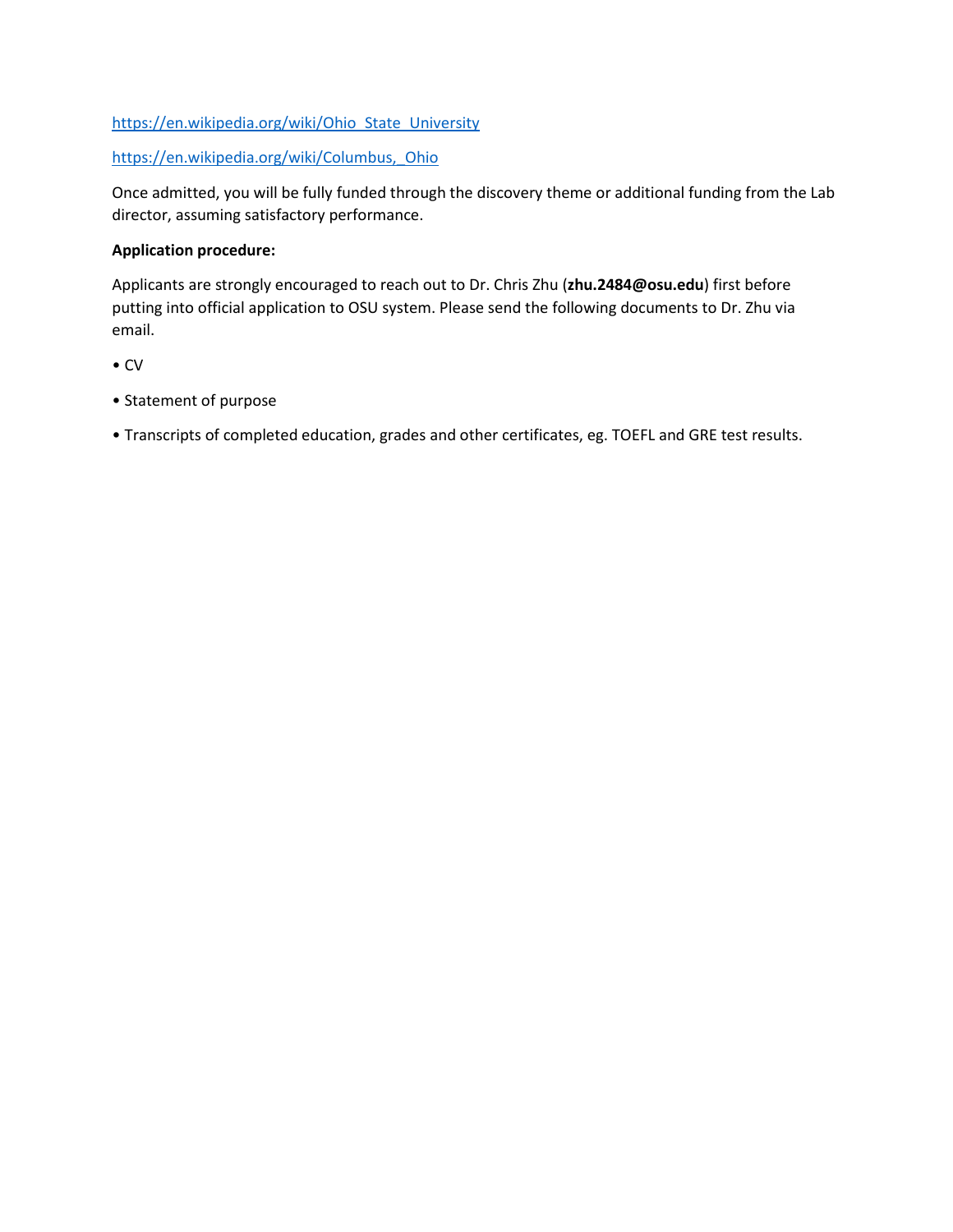https://en.wikipedia.org/wiki/Ohio_State_University

https://en.wikipedia.org/wiki/Columbus,_Ohio

Once admitted, you will be fully funded through the discovery theme or additional funding from the Lab director, assuming satisfactory performance.

**Application procedure:**

Applicants are strongly encouraged to reach out to Dr. Chris Zhu (**zhu.2484@osu.edu**) first before putting into official application to OSU system. Please send the following documents to Dr. Zhu via email.

- CV
- Statement of purpose
- Transcripts of completed education, grades and other certificates, eg. TOEFL and GRE test results.